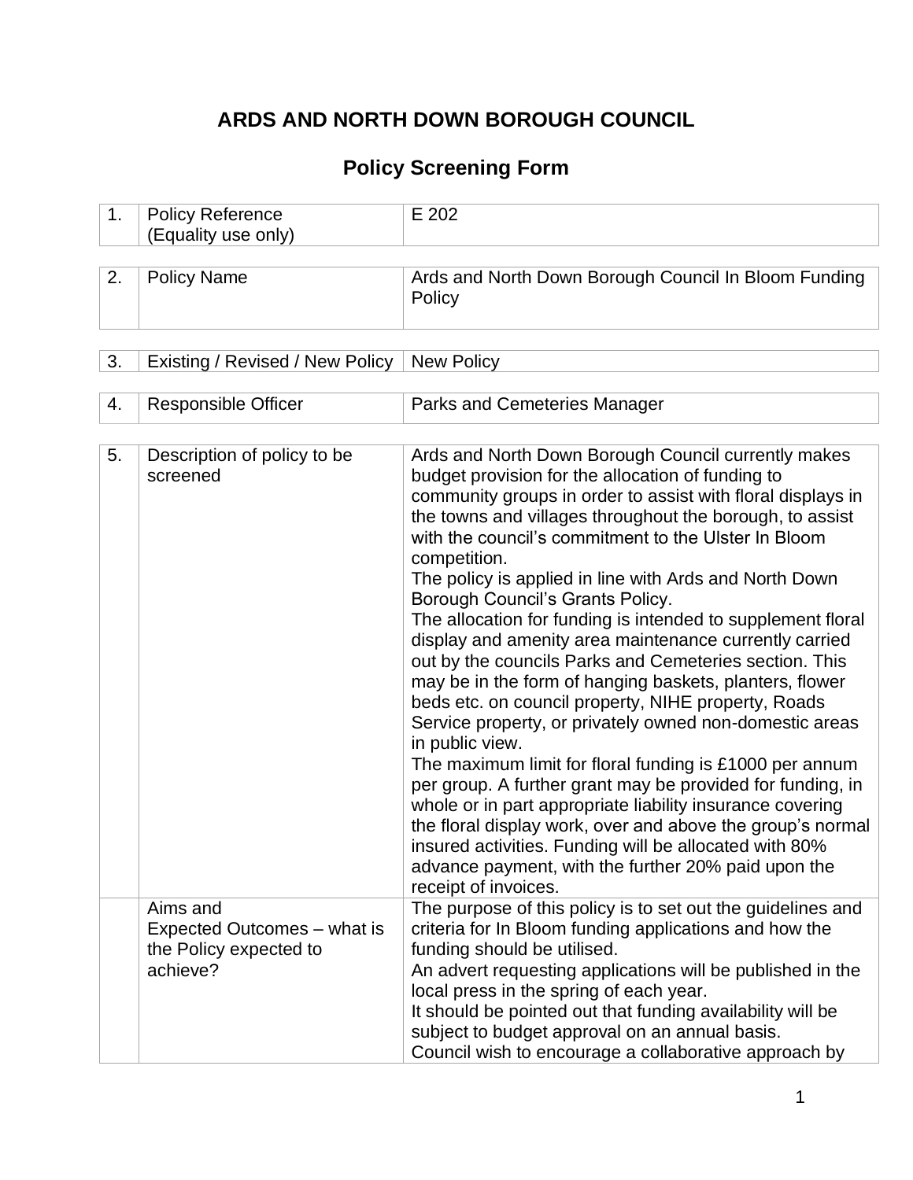# ARDS AND NORTH DOWN BOROUGH COUNCIL

## Policy Screening Form

| | | |
|---|---|---|
| 1. | Policy Reference (Equality use only) | E 202 |

| | | |
|---|---|---|
| 2. | Policy Name | Ards and North Down Borough Council In Bloom Funding Policy |

| | | |
|---|---|---|
| 3. | Existing / Revised / New Policy | New Policy |

| | | |
|---|---|---|
| 4. | Responsible Officer | Parks and Cemeteries Manager |

| | | |
|---|---|---|
| 5. | Description of policy to be screened | Ards and North Down Borough Council currently makes budget provision for the allocation of funding to community groups in order to assist with floral displays in the towns and villages throughout the borough, to assist with the council's commitment to the Ulster In Bloom competition.<br>The policy is applied in line with Ards and North Down Borough Council's Grants Policy.<br>The allocation for funding is intended to supplement floral display and amenity area maintenance currently carried out by the councils Parks and Cemeteries section. This may be in the form of hanging baskets, planters, flower beds etc. on council property, NIHE property, Roads Service property, or privately owned non-domestic areas in public view.<br>The maximum limit for floral funding is £1000 per annum per group. A further grant may be provided for funding, in whole or in part appropriate liability insurance covering the floral display work, over and above the group's normal insured activities. Funding will be allocated with 80% advance payment, with the further 20% paid upon the receipt of invoices. |
| | Aims and Expected Outcomes – what is the Policy expected to achieve? | The purpose of this policy is to set out the guidelines and criteria for In Bloom funding applications and how the funding should be utilised.<br>An advert requesting applications will be published in the local press in the spring of each year.<br>It should be pointed out that funding availability will be subject to budget approval on an annual basis.<br>Council wish to encourage a collaborative approach by |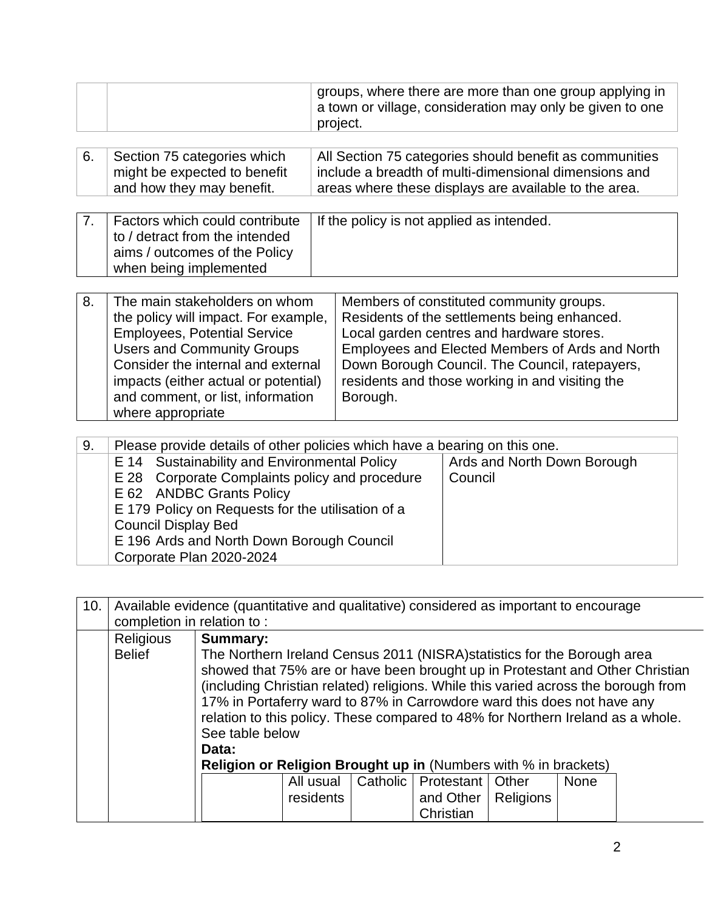| | | groups, where there are more than one group applying in a town or village, consideration may only be given to one project. |
|---|---|---|

| 6. | Section 75 categories which might be expected to benefit and how they may benefit. | All Section 75 categories should benefit as communities include a breadth of multi-dimensional dimensions and areas where these displays are available to the area. |
|---|---|---|

| 7. | Factors which could contribute to / detract from the intended aims / outcomes of the Policy when being implemented | If the policy is not applied as intended. |
|---|---|---|

| 8. | The main stakeholders on whom the policy will impact. For example, Employees, Potential Service Users and Community Groups Consider the internal and external impacts (either actual or potential) and comment, or list, information where appropriate | Members of constituted community groups. Residents of the settlements being enhanced. Local garden centres and hardware stores. Employees and Elected Members of Ards and North Down Borough Council. The Council, ratepayers, residents and those working in and visiting the Borough. |
|---|---|---|

| 9. | Please provide details of other policies which have a bearing on this one. | |
|---|---|---|
| | E 14 Sustainability and Environmental Policy<br>E 28 Corporate Complaints policy and procedure<br>E 62 ANDBC Grants Policy<br>E 179 Policy on Requests for the utilisation of a Council Display Bed<br>E 196 Ards and North Down Borough Council Corporate Plan 2020-2024 | Ards and North Down Borough Council |

| 10. | Available evidence (quantitative and qualitative) considered as important to encourage completion in relation to : | |
|---|---|---|
| | Religious Belief | **Summary:**<br>The Northern Ireland Census 2011 (NISRA)statistics for the Borough area showed that 75% are or have been brought up in Protestant and Other Christian (including Christian related) religions. While this varied across the borough from 17% in Portaferry ward to 87% in Carrowdore ward this does not have any relation to this policy. These compared to 48% for Northern Ireland as a whole. See table below<br>**Data:**<br>**Religion or Religion Brought up in** (Numbers with % in brackets) |

| | All usual residents | Catholic | Protestant and Other Christian | Other Religions | None |
|---|---|---|---|---|---|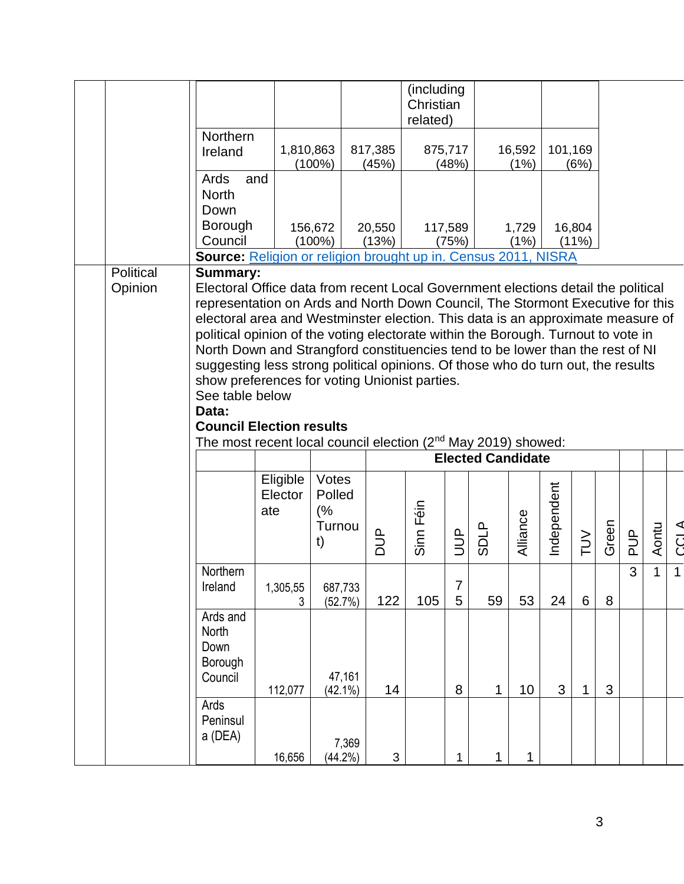| | | | (including Christian related) | | |
|---|---|---|---|---|---|
| Northern Ireland | 1,810,863 (100%) | 817,385 (45%) | 875,717 (48%) | 16,592 (1%) | 101,169 (6%) |
| Ards and North Down Borough Council | 156,672 (100%) | 20,550 (13%) | 117,589 (75%) | 1,729 (1%) | 16,804 (11%) |

**Source:** Religion or religion brought up in. Census 2011, NISRA

Political Opinion

**Summary:**

Electoral Office data from recent Local Government elections detail the political representation on Ards and North Down Council, The Stormont Executive for this electoral area and Westminster election. This data is an approximate measure of political opinion of the voting electorate within the Borough. Turnout to vote in North Down and Strangford constituencies tend to be lower than the rest of NI suggesting less strong political opinions. Of those who do turn out, the results show preferences for voting Unionist parties.

See table below

**Data:**

**Council Election results**

The most recent local council election (2nd May 2019) showed:

| | | | Elected Candidate | | | | | | | | | | | |
|---|---|---|---|---|---|---|---|---|---|---|---|---|---|---|
| | Eligible Electorate | Votes Polled (% Turnout) | DUP | Sinn Féin | UUP | SDLP | Alliance | Independent | TUV | Green | PUP | Aontu | CCLA |
| Northern Ireland | 1,305,553 | 687,733 (52.7%) | 122 | 105 | 75 | 59 | 53 | 24 | 6 | 8 | 3 | 1 | 1 |
| Ards and North Down Borough Council | 112,077 | 47,161 (42.1%) | 14 | | 8 | 1 | 10 | 3 | 1 | 3 | | | |
| Ards Peninsula (DEA) | 16,656 | 7,369 (44.2%) | 3 | | 1 | 1 | 1 | | | | | | |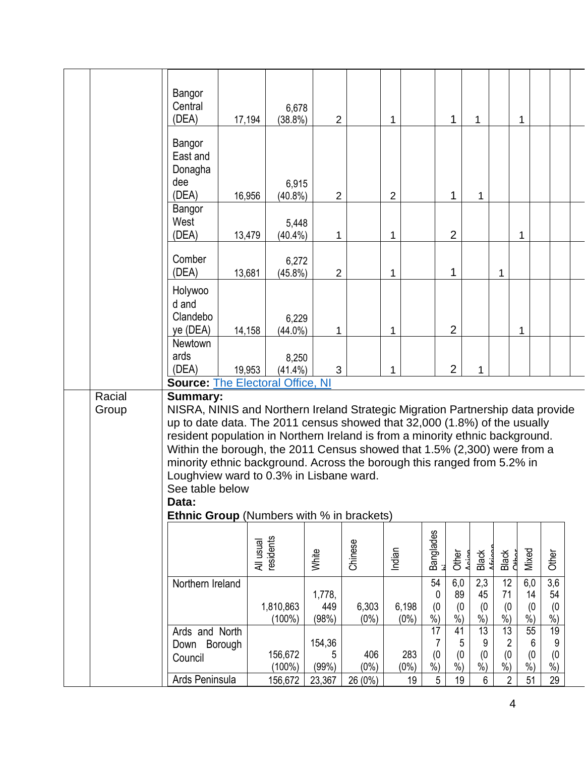| | | | | | | | | | | | | |
|---|---|---|---|---|---|---|---|---|---|---|---|---|
| Bangor Central (DEA) | 17,194 | 6,678 (38.8%) | 2 | | 1 | | 1 | 1 | | 1 | | |
| Bangor East and Donaghadee (DEA) | 16,956 | 6,915 (40.8%) | 2 | | 2 | | 1 | 1 | | | | |
| Bangor West (DEA) | 13,479 | 5,448 (40.4%) | 1 | | 1 | | 2 | | | 1 | | |
| Comber (DEA) | 13,681 | 6,272 (45.8%) | 2 | | 1 | | 1 | | 1 | | | |
| Holywood and Clandeboye (DEA) | 14,158 | 6,229 (44.0%) | 1 | | 1 | | 2 | | | 1 | | |
| Newtownards (DEA) | 19,953 | 8,250 (41.4%) | 3 | | 1 | | 2 | 1 | | | | |

**Source:** The Electoral Office, NI

**Racial Group**

**Summary:**
NISRA, NINIS and Northern Ireland Strategic Migration Partnership data provide up to date data. The 2011 census showed that 32,000 (1.8%) of the usually resident population in Northern Ireland is from a minority ethnic background. Within the borough, the 2011 Census showed that 1.5% (2,300) were from a minority ethnic background. Across the borough this ranged from 5.2% in Loughview ward to 0.3% in Lisbane ward.
See table below

**Data:**

**Ethnic Group** (Numbers with % in brackets)

| | All usual residents | White | Chinese | Indian | Bangladeshi | Other Asian | Black African | Black Other | Mixed | Other |
|---|---|---|---|---|---|---|---|---|---|---|
| Northern Ireland | 1,810,863 (100%) | 1,778,449 (98%) | 6,303 (0%) | 6,198 (0%) | 540 (0%) | 6,089 (0%) | 2,345 (0%) | 1271 (0%) | 6,014 (0%) | 3,654 (0%) |
| Ards and North Down Borough Council | 156,672 (100%) | 154,365 (99%) | 406 (0%) | 283 (0%) | 177 (0%) | 415 (0%) | 139 (0%) | 132 (0%) | 556 (0%) | 199 (0%) |
| Ards Peninsula | 156,672 | 23,367 | 26 (0%) | 19 | 5 | 19 | 6 | 2 | 51 | 29 |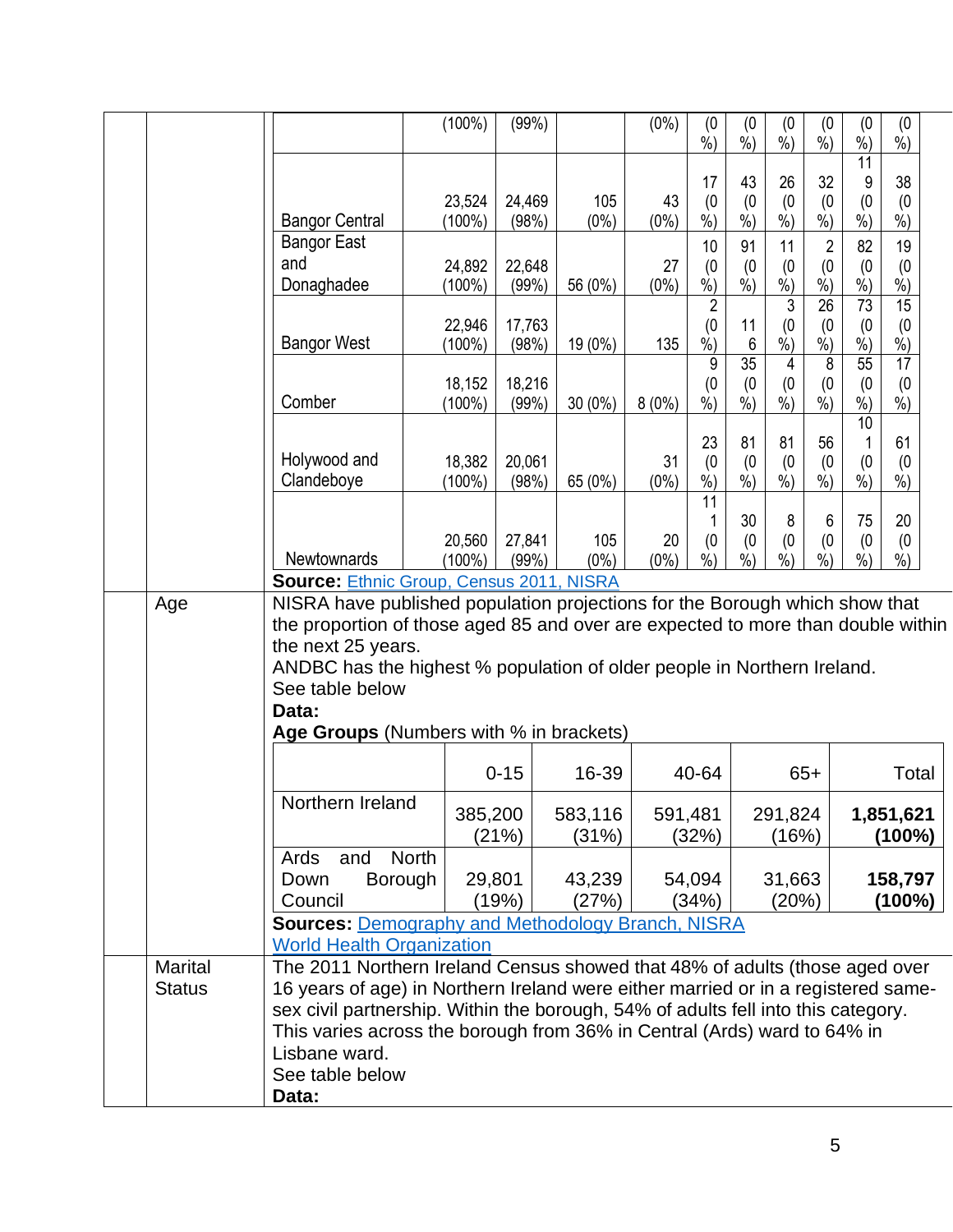| | | | | | | | | | | |
|---|---|---|---|---|---|---|---|---|---|---|
| | (100%) | (99%) | | (0%) | (0 %) | (0 %) | (0 %) | (0 %) | (0 %) | (0 %) |
| Bangor Central | 23,524 (100%) | 24,469 (98%) | 105 (0%) | 43 (0%) | 17 (0 %) | 43 (0 %) | 26 (0 %) | 32 (0 %) | 119 (0 %) | 38 (0 %) |
| Bangor East and Donaghadee | 24,892 (100%) | 22,648 (99%) | 56 (0%) | 27 (0%) | 10 (0 %) | 91 (0 %) | 11 (0 %) | 2 (0 %) | 82 (0 %) | 19 (0 %) |
| Bangor West | 22,946 (100%) | 17,763 (98%) | 19 (0%) | 135 | 2 (0 %) | 116 | 3 (0 %) | 26 (0 %) | 73 (0 %) | 15 (0 %) |
| Comber | 18,152 (100%) | 18,216 (99%) | 30 (0%) | 8 (0%) | 9 (0 %) | 35 (0 %) | 4 (0 %) | 8 (0 %) | 55 (0 %) | 17 (0 %) |
| Holywood and Clandeboye | 18,382 (100%) | 20,061 (98%) | 65 (0%) | 31 (0%) | 23 (0 %) | 81 (0 %) | 81 (0 %) | 56 (0 %) | 101 (0 %) | 61 (0 %) |
| Newtownards | 20,560 (100%) | 27,841 (99%) | 105 (0%) | 20 (0%) | 111 (0 %) | 30 (0 %) | 8 (0 %) | 6 (0 %) | 75 (0 %) | 20 (0 %) |

**Source:** Ethnic Group, Census 2011, NISRA

**Age**

NISRA have published population projections for the Borough which show that the proportion of those aged 85 and over are expected to more than double within the next 25 years.
ANDBC has the highest % population of older people in Northern Ireland.
See table below

**Data:**

**Age Groups** (Numbers with % in brackets)

| | 0-15 | 16-39 | 40-64 | 65+ | Total |
|---|---|---|---|---|---|
| Northern Ireland | 385,200 (21%) | 583,116 (31%) | 591,481 (32%) | 291,824 (16%) | **1,851,621 (100%)** |
| Ards and North Down Borough Council | 29,801 (19%) | 43,239 (27%) | 54,094 (34%) | 31,663 (20%) | **158,797 (100%)** |

**Sources:** Demography and Methodology Branch, NISRA
World Health Organization

**Marital Status**

The 2011 Northern Ireland Census showed that 48% of adults (those aged over 16 years of age) in Northern Ireland were either married or in a registered same-sex civil partnership. Within the borough, 54% of adults fell into this category. This varies across the borough from 36% in Central (Ards) ward to 64% in Lisbane ward.
See table below

**Data:**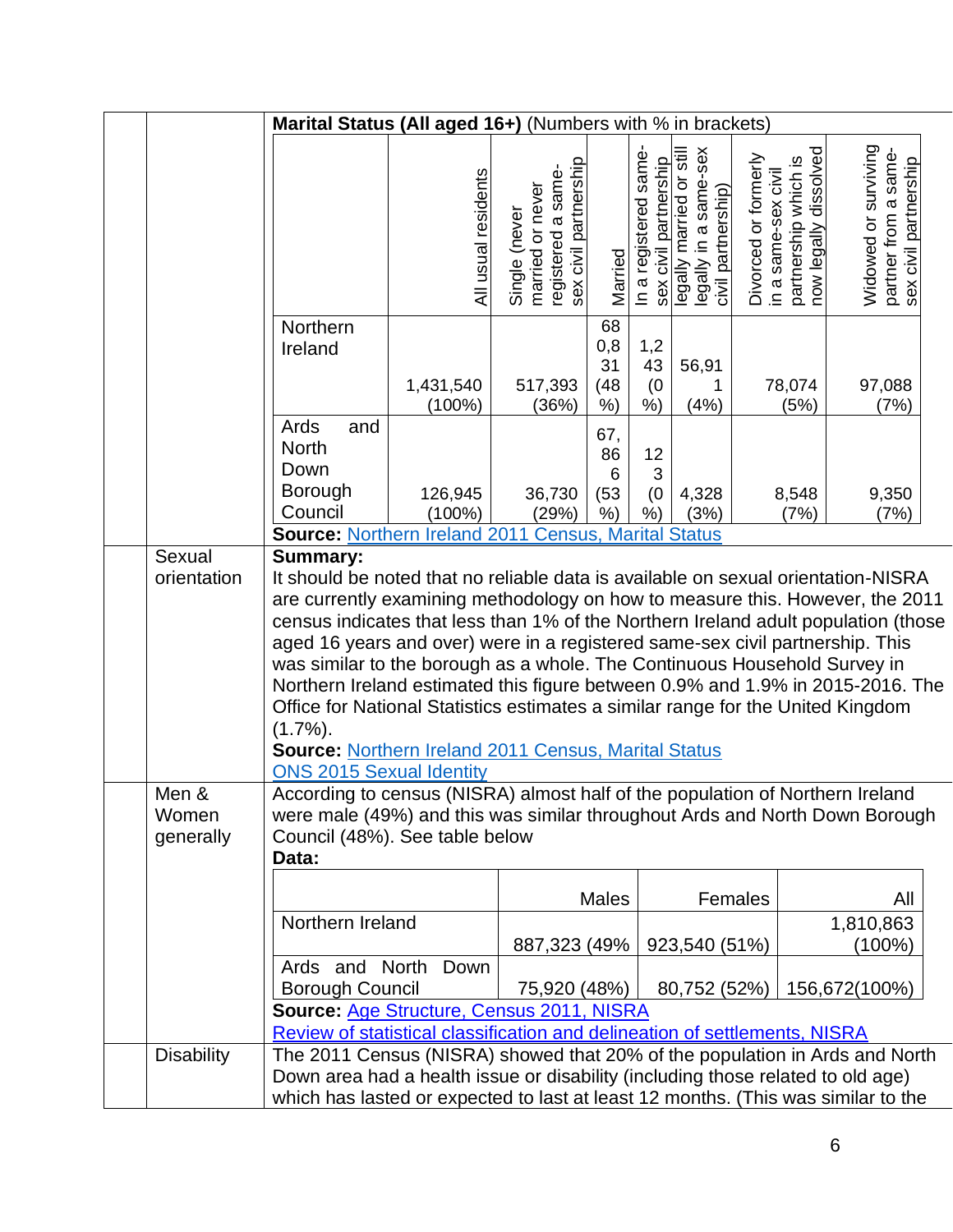**Marital Status (All aged 16+)** (Numbers with % in brackets)

| | All usual residents | Single (never married or never registered a same-sex civil partnership | Married | In a registered same-sex civil partnership | legally married or still legally in a same-sex civil partnership) | Divorced or formerly in a same-sex civil partnership which is now legally dissolved | Widowed or surviving partner from a same-sex civil partnership |
|---|---|---|---|---|---|---|---|
| Northern Ireland | 1,431,540 (100%) | 517,393 (36%) | 680,831 (48%) | 1,243 (0%) | 56,911 (4%) | 78,074 (5%) | 97,088 (7%) |
| Ards and North Down Borough Council | 126,945 (100%) | 36,730 (29%) | 67,866 (53%) | 123 (0%) | 4,328 (3%) | 8,548 (7%) | 9,350 (7%) |

**Source:** Northern Ireland 2011 Census, Marital Status

**Sexual orientation**

**Summary:**
It should be noted that no reliable data is available on sexual orientation-NISRA are currently examining methodology on how to measure this. However, the 2011 census indicates that less than 1% of the Northern Ireland adult population (those aged 16 years and over) were in a registered same-sex civil partnership. This was similar to the borough as a whole. The Continuous Household Survey in Northern Ireland estimated this figure between 0.9% and 1.9% in 2015-2016. The Office for National Statistics estimates a similar range for the United Kingdom (1.7%).

**Source:** Northern Ireland 2011 Census, Marital Status
ONS 2015 Sexual Identity

**Men & Women generally**

According to census (NISRA) almost half of the population of Northern Ireland were male (49%) and this was similar throughout Ards and North Down Borough Council (48%). See table below

**Data:**

| | Males | Females | All |
|---|---|---|---|
| Northern Ireland | 887,323 (49% | 923,540 (51%) | 1,810,863 (100%) |
| Ards and North Down Borough Council | 75,920 (48%) | 80,752 (52%) | 156,672(100%) |

**Source:** Age Structure, Census 2011, NISRA
Review of statistical classification and delineation of settlements, NISRA

**Disability**

The 2011 Census (NISRA) showed that 20% of the population in Ards and North Down area had a health issue or disability (including those related to old age) which has lasted or expected to last at least 12 months. (This was similar to the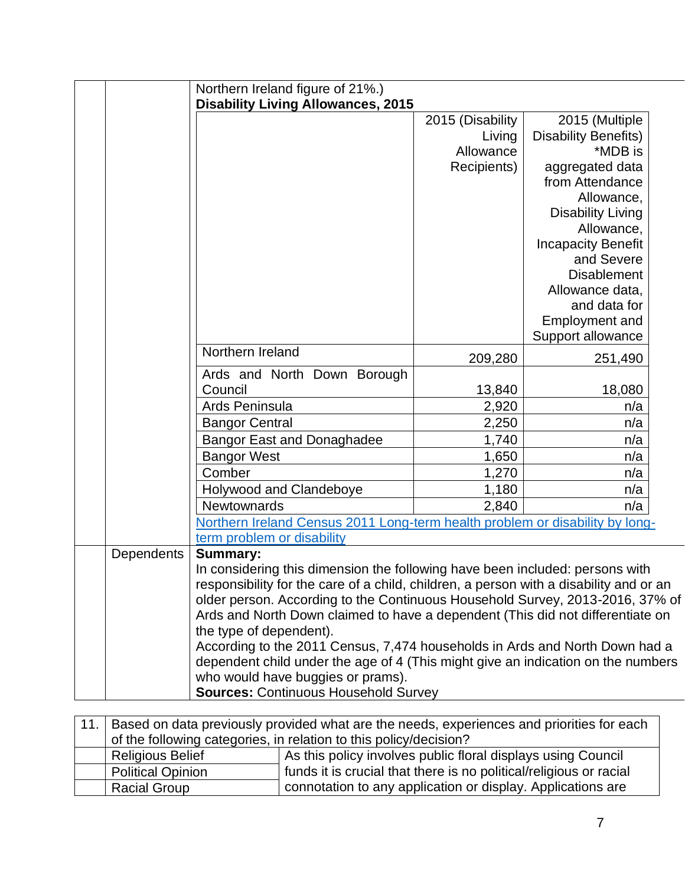Northern Ireland figure of 21%.)

**Disability Living Allowances, 2015**

| | 2015 (Disability Living Allowance Recipients) | 2015 (Multiple Disability Benefits) *MDB is aggregated data from Attendance Allowance, Disability Living Allowance, Incapacity Benefit and Severe Disablement Allowance data, and data for Employment and Support allowance |
|---|---|---|
| Northern Ireland | 209,280 | 251,490 |
| Ards and North Down Borough Council | 13,840 | 18,080 |
| Ards Peninsula | 2,920 | n/a |
| Bangor Central | 2,250 | n/a |
| Bangor East and Donaghadee | 1,740 | n/a |
| Bangor West | 1,650 | n/a |
| Comber | 1,270 | n/a |
| Holywood and Clandeboye | 1,180 | n/a |
| Newtownards | 2,840 | n/a |

[Northern Ireland Census 2011 Long-term health problem or disability by long-term problem or disability]

**Dependents**

**Summary:**

In considering this dimension the following have been included: persons with responsibility for the care of a child, children, a person with a disability and or an older person. According to the Continuous Household Survey, 2013-2016, 37% of Ards and North Down claimed to have a dependent (This did not differentiate on the type of dependent).

According to the 2011 Census, 7,474 households in Ards and North Down had a dependent child under the age of 4 (This might give an indication on the numbers who would have buggies or prams).

**Sources:** Continuous Household Survey

| 11. | Based on data previously provided what are the needs, experiences and priorities for each of the following categories, in relation to this policy/decision? | |
|---|---|---|
| | Religious Belief | As this policy involves public floral displays using Council funds it is crucial that there is no political/religious or racial connotation to any application or display. Applications are |
| | Political Opinion | |
| | Racial Group | |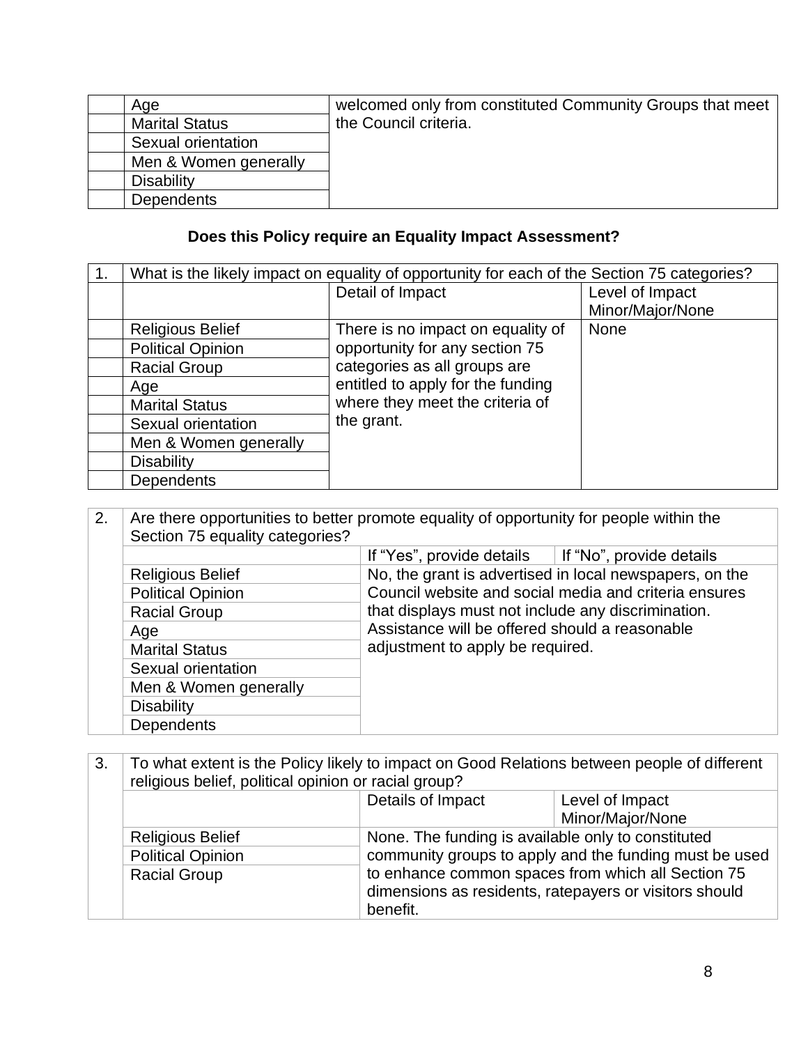| | | |
|---|---|---|
| | Age | welcomed only from constituted Community Groups that meet the Council criteria. |
| | Marital Status | |
| | Sexual orientation | |
| | Men & Women generally | |
| | Disability | |
| | Dependents | |

**Does this Policy require an Equality Impact Assessment?**

| 1. | What is the likely impact on equality of opportunity for each of the Section 75 categories? | | |
|---|---|---|---|
| | | Detail of Impact | Level of Impact Minor/Major/None |
| | Religious Belief | There is no impact on equality of opportunity for any section 75 categories as all groups are entitled to apply for the funding where they meet the criteria of the grant. | None |
| | Political Opinion | | |
| | Racial Group | | |
| | Age | | |
| | Marital Status | | |
| | Sexual orientation | | |
| | Men & Women generally | | |
| | Disability | | |
| | Dependents | | |

| 2. | Are there opportunities to better promote equality of opportunity for people within the Section 75 equality categories? | | |
|---|---|---|---|
| | | If "Yes", provide details | If "No", provide details |
| | Religious Belief | No, the grant is advertised in local newspapers, on the Council website and social media and criteria ensures that displays must not include any discrimination. Assistance will be offered should a reasonable adjustment to apply be required. | |
| | Political Opinion | | |
| | Racial Group | | |
| | Age | | |
| | Marital Status | | |
| | Sexual orientation | | |
| | Men & Women generally | | |
| | Disability | | |
| | Dependents | | |

| 3. | To what extent is the Policy likely to impact on Good Relations between people of different religious belief, political opinion or racial group? | | |
|---|---|---|---|
| | | Details of Impact | Level of Impact Minor/Major/None |
| | Religious Belief | None. The funding is available only to constituted community groups to apply and the funding must be used to enhance common spaces from which all Section 75 dimensions as residents, ratepayers or visitors should benefit. | |
| | Political Opinion | | |
| | Racial Group | | |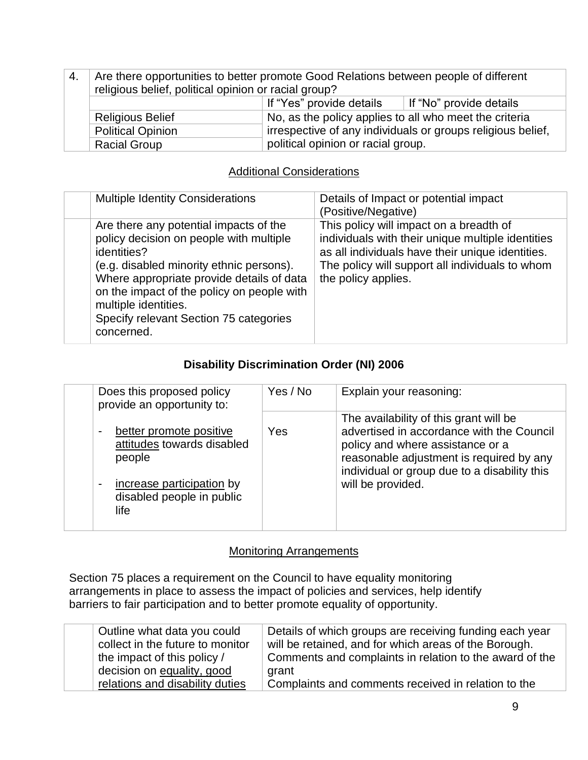| 4. | Are there opportunities to better promote Good Relations between people of different religious belief, political opinion or racial group? | | |
|---|---|---|---|
| | | If "Yes" provide details | If "No" provide details |
| | Religious Belief | No, as the policy applies to all who meet the criteria irrespective of any individuals or groups religious belief, political opinion or racial group. | |
| | Political Opinion | | |
| | Racial Group | | |

## Additional Considerations

| | Multiple Identity Considerations | Details of Impact or potential impact (Positive/Negative) |
|---|---|---|
| | Are there any potential impacts of the policy decision on people with multiple identities? (e.g. disabled minority ethnic persons). Where appropriate provide details of data on the impact of the policy on people with multiple identities. Specify relevant Section 75 categories concerned. | This policy will impact on a breadth of individuals with their unique multiple identities as all individuals have their unique identities. The policy will support all individuals to whom the policy applies. |

## Disability Discrimination Order (NI) 2006

| | Does this proposed policy provide an opportunity to: | Yes / No | Explain your reasoning: |
|---|---|---|---|
| | - better promote positive attitudes towards disabled people<br>- increase participation by disabled people in public life | Yes | The availability of this grant will be advertised in accordance with the Council policy and where assistance or a reasonable adjustment is required by any individual or group due to a disability this will be provided. |

## Monitoring Arrangements

Section 75 places a requirement on the Council to have equality monitoring arrangements in place to assess the impact of policies and services, help identify barriers to fair participation and to better promote equality of opportunity.

| | Outline what data you could collect in the future to monitor the impact of this policy / decision on equality, good relations and disability duties | Details of which groups are receiving funding each year will be retained, and for which areas of the Borough.<br>Comments and complaints in relation to the award of the grant<br>Complaints and comments received in relation to the |
|---|---|---|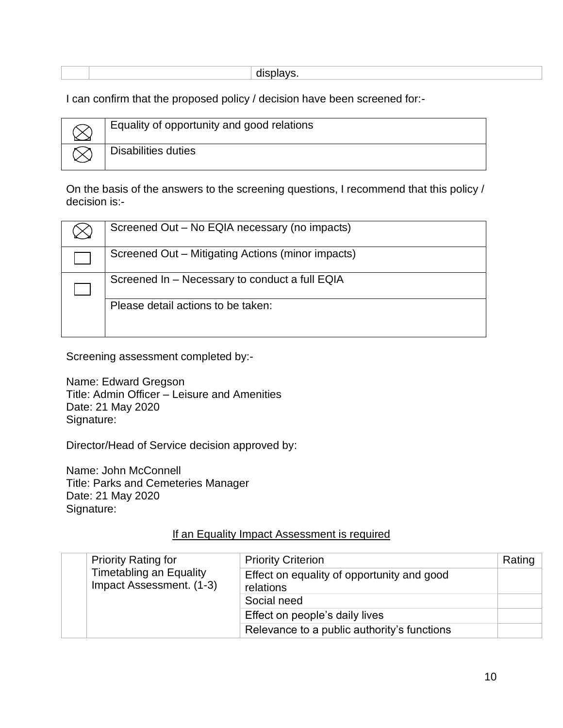| | | displays. |
|---|---|---|

I can confirm that the proposed policy / decision have been screened for:-

| | |
|---|---|
| ☒ | Equality of opportunity and good relations |
| ☒ | Disabilities duties |

On the basis of the answers to the screening questions, I recommend that this policy / decision is:-

| | |
|---|---|
| ☒ | Screened Out – No EQIA necessary (no impacts) |
| ☐ | Screened Out – Mitigating Actions (minor impacts) |
| ☐ | Screened In – Necessary to conduct a full EQIA |
| | Please detail actions to be taken: |

Screening assessment completed by:-

Name: Edward Gregson
Title: Admin Officer – Leisure and Amenities
Date: 21 May 2020
Signature:

Director/Head of Service decision approved by:

Name: John McConnell
Title: Parks and Cemeteries Manager
Date: 21 May 2020
Signature:

<u>If an Equality Impact Assessment is required</u>

| | Priority Rating for Timetabling an Equality Impact Assessment. (1-3) | Priority Criterion | Rating |
|---|---|---|---|
| | | Effect on equality of opportunity and good relations | |
| | | Social need | |
| | | Effect on people's daily lives | |
| | | Relevance to a public authority's functions | |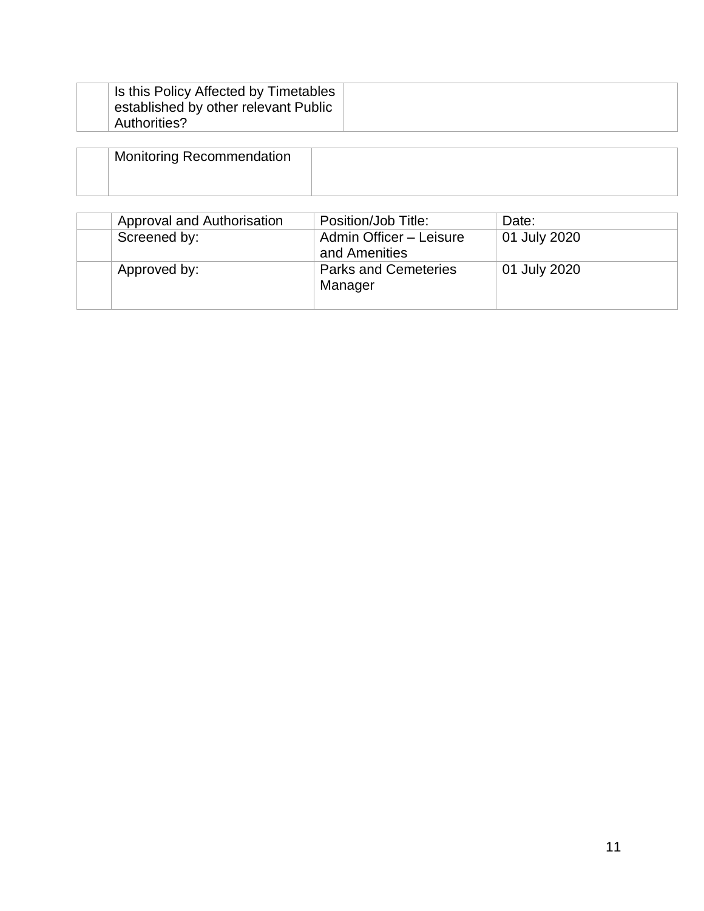| | | |
|---|---|---|
| | Is this Policy Affected by Timetables established by other relevant Public Authorities? | |

| | | |
|---|---|---|
| | Monitoring Recommendation | |

| | Approval and Authorisation | Position/Job Title: | Date: |
|---|---|---|---|
| | Screened by: | Admin Officer – Leisure and Amenities | 01 July 2020 |
| | Approved by: | Parks and Cemeteries Manager | 01 July 2020 |